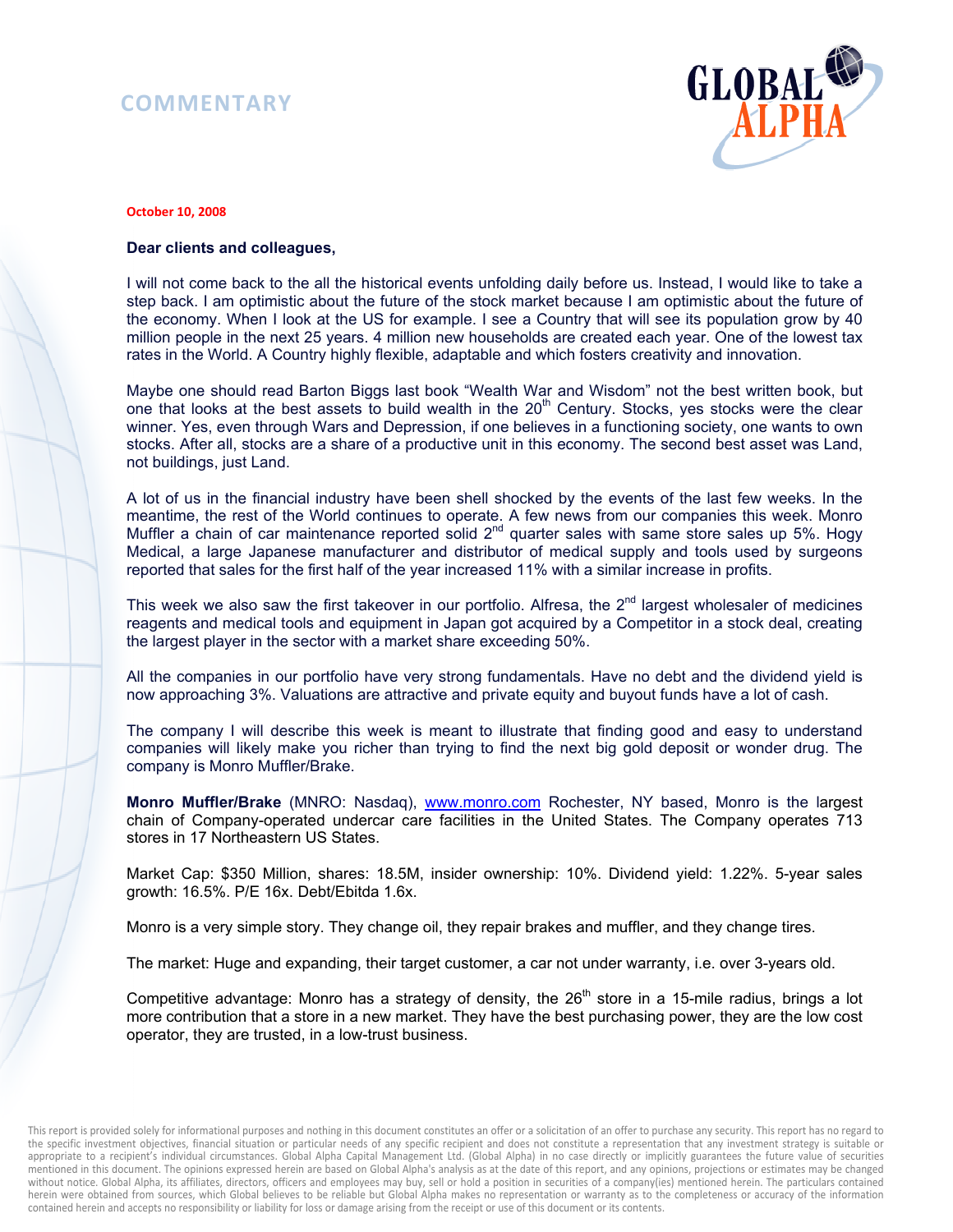COMMENTARY

GLOBAL ALPHA

**October 10, 2008**

**Dear clients and colleagues,**

I will not come back to the all the historical events unfolding daily before us. Instead, I would like to take a step back. I am optimistic about the future of the stock market because I am optimistic about the future of the economy. When I look at the US for example. I see a Country that will see its population grow by 40 million people in the next 25 years. 4 million new households are created each year. One of the lowest tax rates in the World. A Country highly flexible, adaptable and which fosters creativity and innovation.

Maybe one should read Barton Biggs last book "Wealth War and Wisdom" not the best written book, but one that looks at the best assets to build wealth in the 20th Century. Stocks, yes stocks were the clear winner. Yes, even through Wars and Depression, if one believes in a functioning society, one wants to own stocks. After all, stocks are a share of a productive unit in this economy. The second best asset was Land, not buildings, just Land.

A lot of us in the financial industry have been shell shocked by the events of the last few weeks. In the meantime, the rest of the World continues to operate. A few news from our companies this week. Monro Muffler a chain of car maintenance reported solid 2nd quarter sales with same store sales up 5%. Hogy Medical, a large Japanese manufacturer and distributor of medical supply and tools used by surgeons reported that sales for the first half of the year increased 11% with a similar increase in profits.

This week we also saw the first takeover in our portfolio. Alfresa, the 2nd largest wholesaler of medicines reagents and medical tools and equipment in Japan got acquired by a Competitor in a stock deal, creating the largest player in the sector with a market share exceeding 50%.

All the companies in our portfolio have very strong fundamentals. Have no debt and the dividend yield is now approaching 3%. Valuations are attractive and private equity and buyout funds have a lot of cash.

The company I will describe this week is meant to illustrate that finding good and easy to understand companies will likely make you richer than trying to find the next big gold deposit or wonder drug. The company is Monro Muffler/Brake.

**Monro Muffler/Brake** (MNRO: Nasdaq), www.monro.com Rochester, NY based, Monro is the largest chain of Company-operated undercar care facilities in the United States. The Company operates 713 stores in 17 Northeastern US States.

Market Cap: $350 Million, shares: 18.5M, insider ownership: 10%. Dividend yield: 1.22%. 5-year sales growth: 16.5%. P/E 16x. Debt/Ebitda 1.6x.

Monro is a very simple story. They change oil, they repair brakes and muffler, and they change tires.

The market: Huge and expanding, their target customer, a car not under warranty, i.e. over 3-years old.

Competitive advantage: Monro has a strategy of density, the 26th store in a 15-mile radius, brings a lot more contribution that a store in a new market. They have the best purchasing power, they are the low cost operator, they are trusted, in a low-trust business.

This report is provided solely for informational purposes and nothing in this document constitutes an offer or a solicitation of an offer to purchase any security. This report has no regard to the specific investment objectives, financial situation or particular needs of any specific recipient and does not constitute a representation that any investment strategy is suitable or appropriate to a recipient's individual circumstances. Global Alpha Capital Management Ltd. (Global Alpha) in no case directly or implicitly guarantees the future value of securities mentioned in this document. The opinions expressed herein are based on Global Alpha's analysis as at the date of this report, and any opinions, projections or estimates may be changed without notice. Global Alpha, its affiliates, directors, officers and employees may buy, sell or hold a position in securities of a company(ies) mentioned herein. The particulars contained herein were obtained from sources, which Global believes to be reliable but Global Alpha makes no representation or warranty as to the completeness or accuracy of the information contained herein and accepts no responsibility or liability for loss or damage arising from the receipt or use of this document or its contents.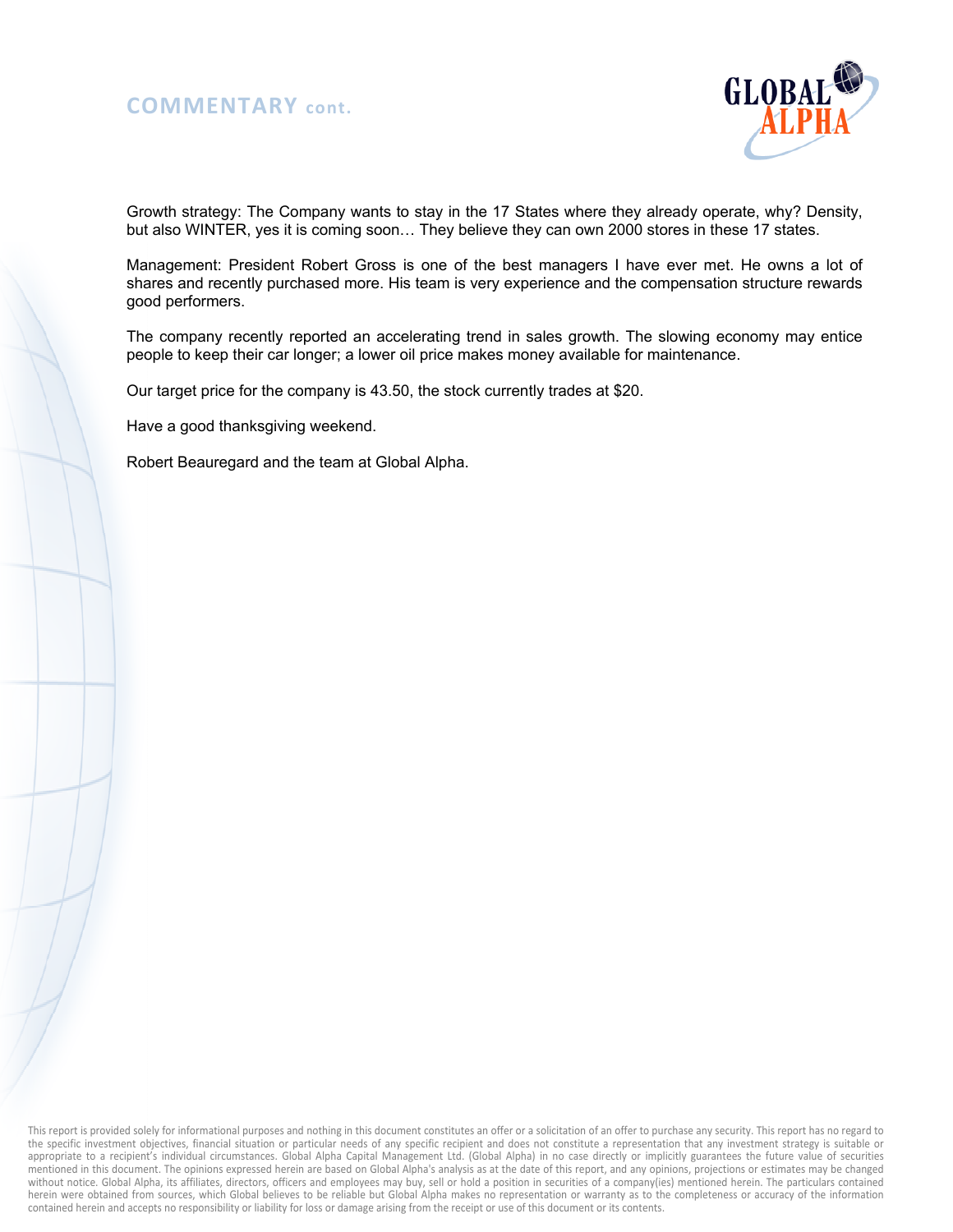## COMMENTARY cont.

Growth strategy: The Company wants to stay in the 17 States where they already operate, why? Density, but also WINTER, yes it is coming soon… They believe they can own 2000 stores in these 17 states.

Management: President Robert Gross is one of the best managers I have ever met. He owns a lot of shares and recently purchased more. His team is very experience and the compensation structure rewards good performers.

The company recently reported an accelerating trend in sales growth. The slowing economy may entice people to keep their car longer; a lower oil price makes money available for maintenance.

Our target price for the company is 43.50, the stock currently trades at $20.

Have a good thanksgiving weekend.

Robert Beauregard and the team at Global Alpha.

This report is provided solely for informational purposes and nothing in this document constitutes an offer or a solicitation of an offer to purchase any security. This report has no regard to the specific investment objectives, financial situation or particular needs of any specific recipient and does not constitute a representation that any investment strategy is suitable or appropriate to a recipient's individual circumstances. Global Alpha Capital Management Ltd. (Global Alpha) in no case directly or implicitly guarantees the future value of securities mentioned in this document. The opinions expressed herein are based on Global Alpha's analysis as at the date of this report, and any opinions, projections or estimates may be changed without notice. Global Alpha, its affiliates, directors, officers and employees may buy, sell or hold a position in securities of a company(ies) mentioned herein. The particulars contained herein were obtained from sources, which Global believes to be reliable but Global Alpha makes no representation or warranty as to the completeness or accuracy of the information contained herein and accepts no responsibility or liability for loss or damage arising from the receipt or use of this document or its contents.